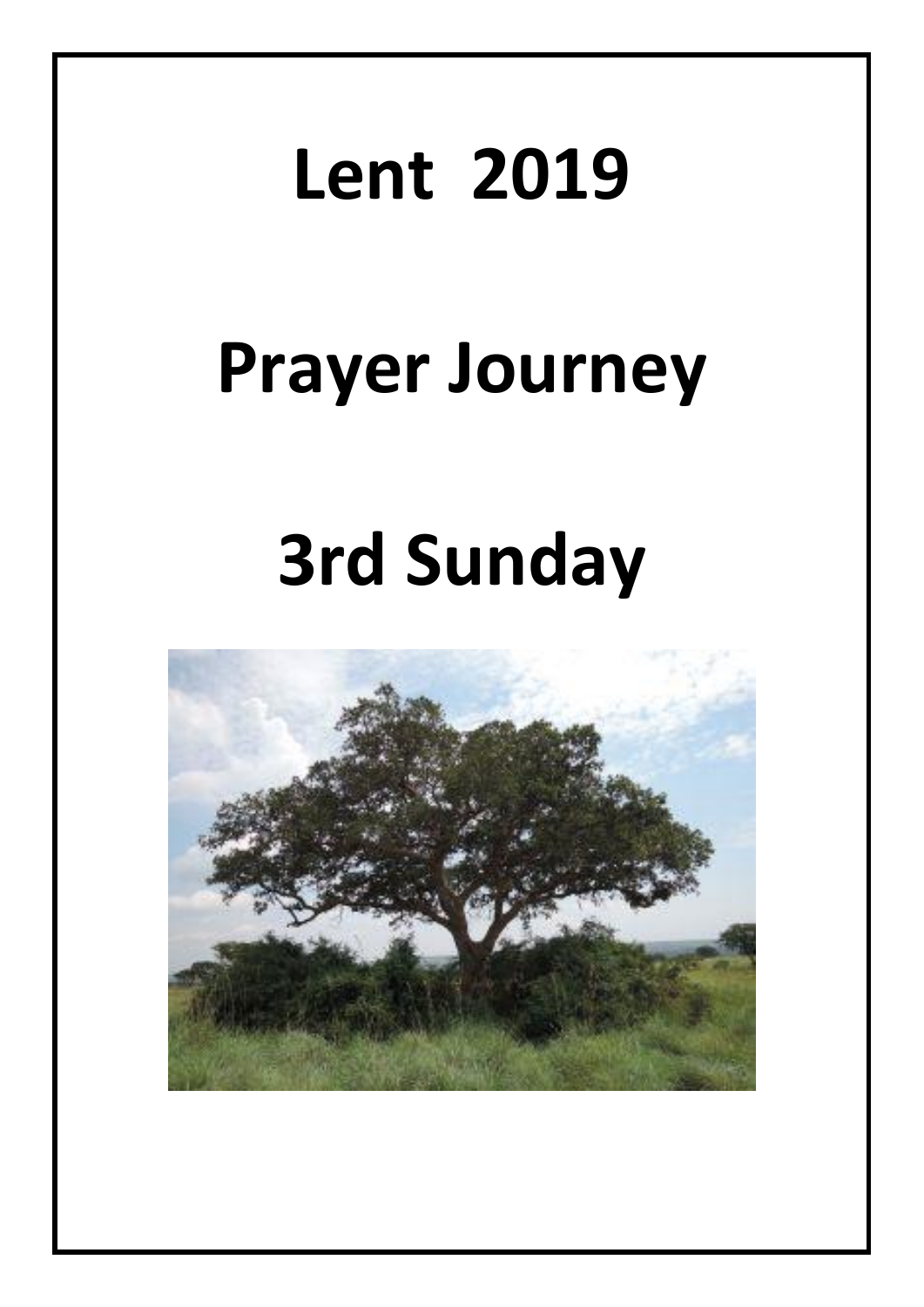# Lent 2019

# Prayer Journey

# 3rd Sunday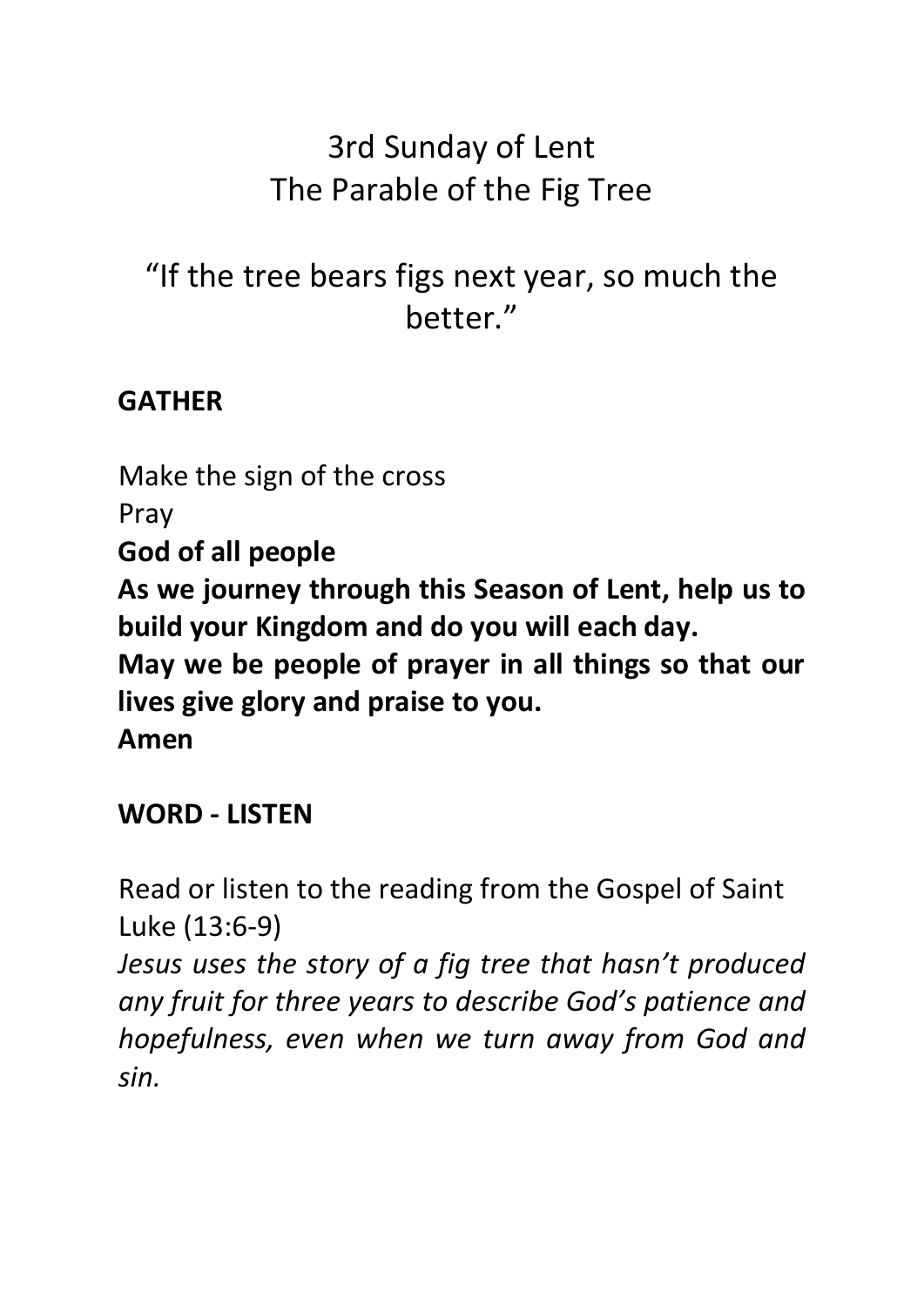# 3rd Sunday of Lent
# The Parable of the Fig Tree

## "If the tree bears figs next year, so much the better."

## GATHER

Make the sign of the cross

Pray

**God of all people**

**As we journey through this Season of Lent, help us to build your Kingdom and do you will each day.**

**May we be people of prayer in all things so that our lives give glory and praise to you.**

**Amen**

## WORD - LISTEN

Read or listen to the reading from the Gospel of Saint Luke (13:6-9)

*Jesus uses the story of a fig tree that hasn't produced any fruit for three years to describe God's patience and hopefulness, even when we turn away from God and sin.*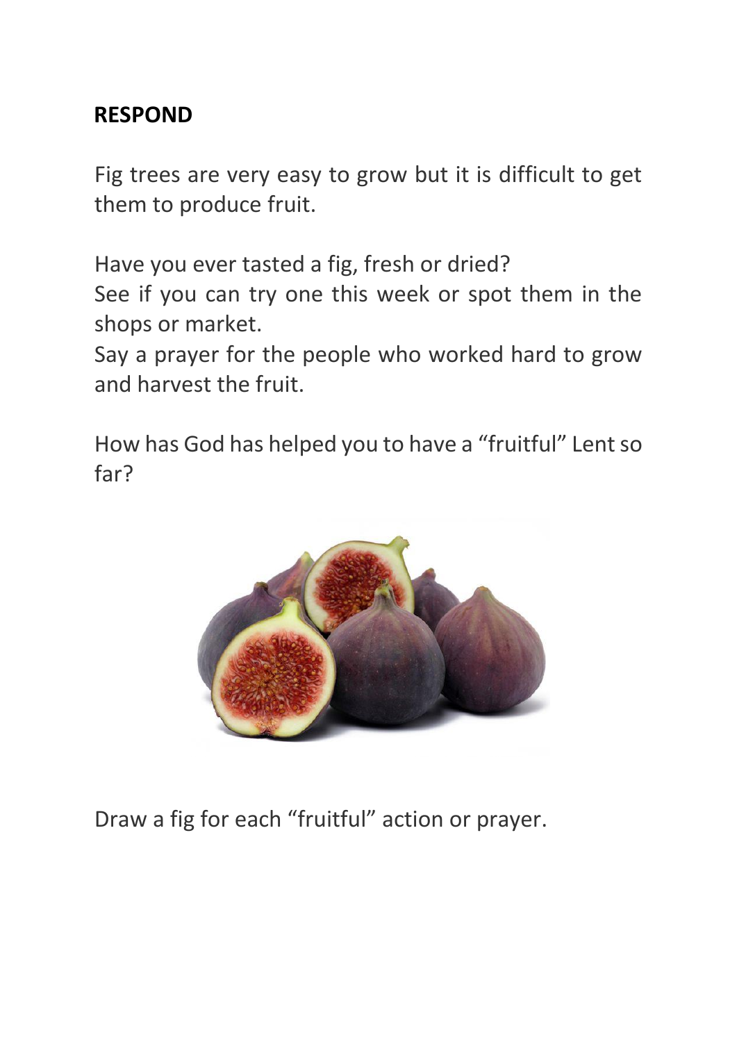**RESPOND**

Fig trees are very easy to grow but it is difficult to get them to produce fruit.

Have you ever tasted a fig, fresh or dried?
See if you can try one this week or spot them in the shops or market.
Say a prayer for the people who worked hard to grow and harvest the fruit.

How has God has helped you to have a "fruitful" Lent so far?

Draw a fig for each "fruitful" action or prayer.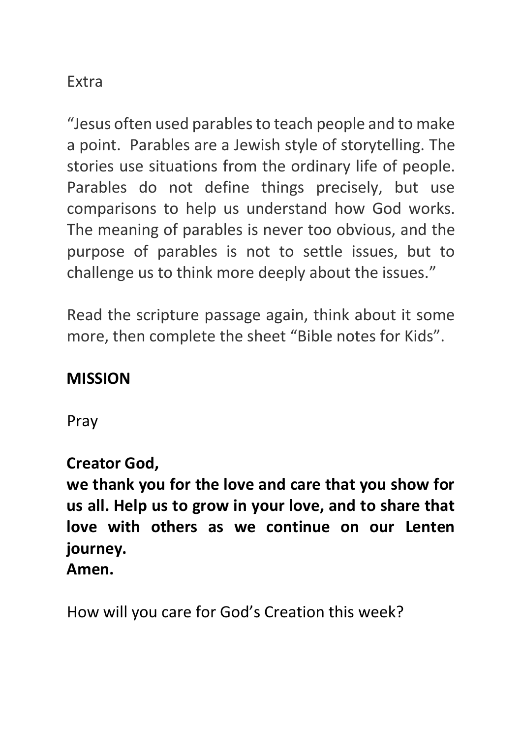Extra

"Jesus often used parables to teach people and to make a point. Parables are a Jewish style of storytelling. The stories use situations from the ordinary life of people. Parables do not define things precisely, but use comparisons to help us understand how God works. The meaning of parables is never too obvious, and the purpose of parables is not to settle issues, but to challenge us to think more deeply about the issues."

Read the scripture passage again, think about it some more, then complete the sheet "Bible notes for Kids".

**MISSION**

Pray

**Creator God,**
**we thank you for the love and care that you show for us all. Help us to grow in your love, and to share that love with others as we continue on our Lenten journey.**
**Amen.**

How will you care for God's Creation this week?